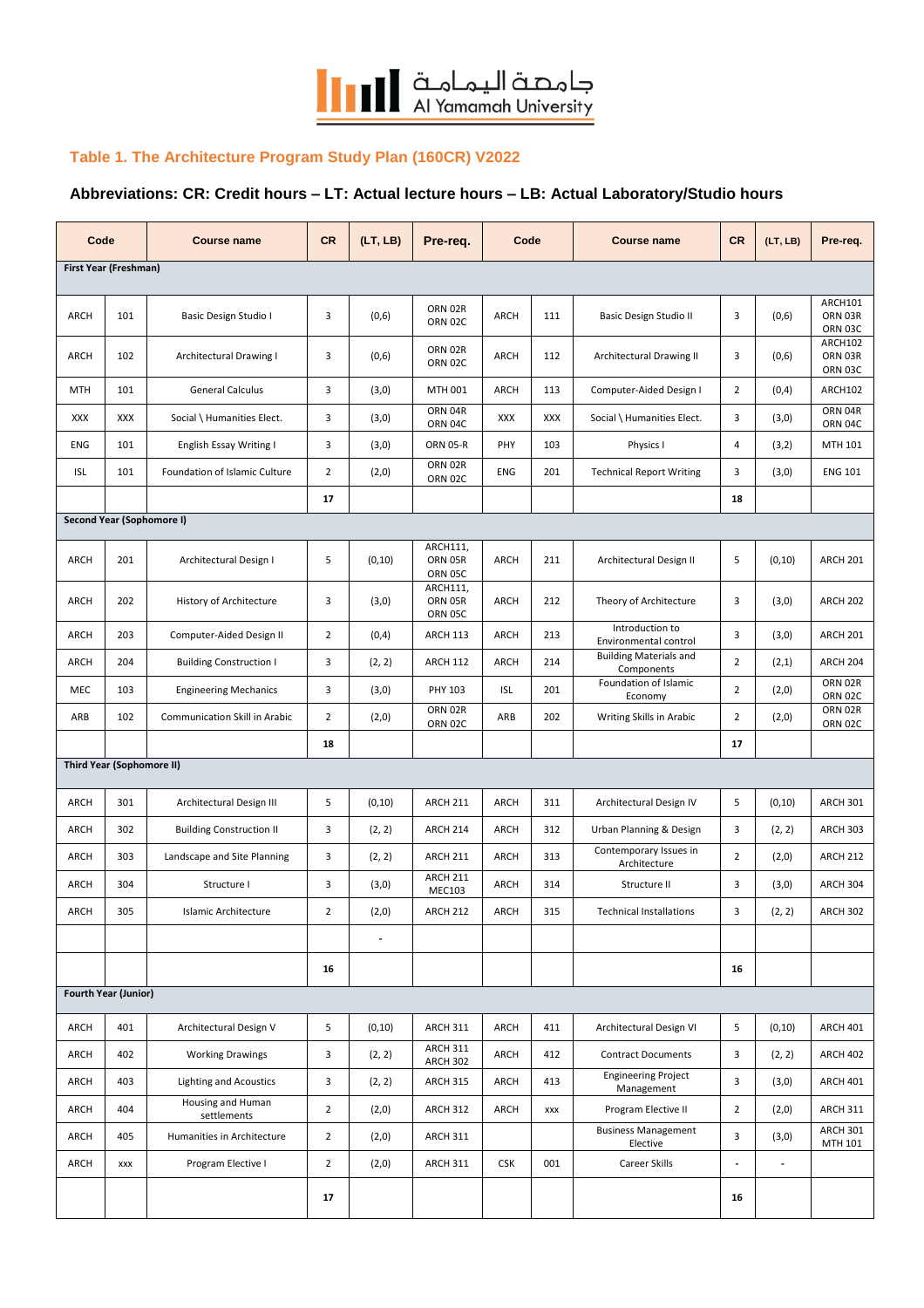جامعة اليمامة
Al Yamamah University

## Table 1. The Architecture Program Study Plan (160CR) V2022

### Abbreviations: CR: Credit hours – LT: Actual lecture hours – LB: Actual Laboratory/Studio hours

| Code | | Course name | CR | (LT, LB) | Pre-req. | Code | | Course name | CR | (LT, LB) | Pre-req. |
|---|---|---|---|---|---|---|---|---|---|---|---|
| **First Year (Freshman)** | | | | | | | | | | | |
| ARCH | 101 | Basic Design Studio I | 3 | (0,6) | ORN 02R ORN 02C | ARCH | 111 | Basic Design Studio II | 3 | (0,6) | ARCH101 ORN 03R ORN 03C |
| ARCH | 102 | Architectural Drawing I | 3 | (0,6) | ORN 02R ORN 02C | ARCH | 112 | Architectural Drawing II | 3 | (0,6) | ARCH102 ORN 03R ORN 03C |
| MTH | 101 | General Calculus | 3 | (3,0) | MTH 001 | ARCH | 113 | Computer-Aided Design I | 2 | (0,4) | ARCH102 |
| XXX | XXX | Social \ Humanities Elect. | 3 | (3,0) | ORN 04R ORN 04C | XXX | XXX | Social \ Humanities Elect. | 3 | (3,0) | ORN 04R ORN 04C |
| ENG | 101 | English Essay Writing I | 3 | (3,0) | ORN 05-R | PHY | 103 | Physics I | 4 | (3,2) | MTH 101 |
| ISL | 101 | Foundation of Islamic Culture | 2 | (2,0) | ORN 02R ORN 02C | ENG | 201 | Technical Report Writing | 3 | (3,0) | ENG 101 |
| | | | **17** | | | | | | **18** | | |
| **Second Year (Sophomore I)** | | | | | | | | | | | |
| ARCH | 201 | Architectural Design I | 5 | (0,10) | ARCH111, ORN 05R ORN 05C | ARCH | 211 | Architectural Design II | 5 | (0,10) | ARCH 201 |
| ARCH | 202 | History of Architecture | 3 | (3,0) | ARCH111, ORN 05R ORN 05C | ARCH | 212 | Theory of Architecture | 3 | (3,0) | ARCH 202 |
| ARCH | 203 | Computer-Aided Design II | 2 | (0,4) | ARCH 113 | ARCH | 213 | Introduction to Environmental control | 3 | (3,0) | ARCH 201 |
| ARCH | 204 | Building Construction I | 3 | (2, 2) | ARCH 112 | ARCH | 214 | Building Materials and Components | 2 | (2,1) | ARCH 204 |
| MEC | 103 | Engineering Mechanics | 3 | (3,0) | PHY 103 | ISL | 201 | Foundation of Islamic Economy | 2 | (2,0) | ORN 02R ORN 02C |
| ARB | 102 | Communication Skill in Arabic | 2 | (2,0) | ORN 02R ORN 02C | ARB | 202 | Writing Skills in Arabic | 2 | (2,0) | ORN 02R ORN 02C |
| | | | **18** | | | | | | **17** | | |
| **Third Year (Sophomore II)** | | | | | | | | | | | |
| ARCH | 301 | Architectural Design III | 5 | (0,10) | ARCH 211 | ARCH | 311 | Architectural Design IV | 5 | (0,10) | ARCH 301 |
| ARCH | 302 | Building Construction II | 3 | (2, 2) | ARCH 214 | ARCH | 312 | Urban Planning & Design | 3 | (2, 2) | ARCH 303 |
| ARCH | 303 | Landscape and Site Planning | 3 | (2, 2) | ARCH 211 | ARCH | 313 | Contemporary Issues in Architecture | 2 | (2,0) | ARCH 212 |
| ARCH | 304 | Structure I | 3 | (3,0) | ARCH 211 MEC103 | ARCH | 314 | Structure II | 3 | (3,0) | ARCH 304 |
| ARCH | 305 | Islamic Architecture | 2 | (2,0) | ARCH 212 | ARCH | 315 | Technical Installations | 3 | (2, 2) | ARCH 302 |
| | | | | - | | | | | | | |
| | | | **16** | | | | | | **16** | | |
| **Fourth Year (Junior)** | | | | | | | | | | | |
| ARCH | 401 | Architectural Design V | 5 | (0,10) | ARCH 311 | ARCH | 411 | Architectural Design VI | 5 | (0,10) | ARCH 401 |
| ARCH | 402 | Working Drawings | 3 | (2, 2) | ARCH 311 ARCH 302 | ARCH | 412 | Contract Documents | 3 | (2, 2) | ARCH 402 |
| ARCH | 403 | Lighting and Acoustics | 3 | (2, 2) | ARCH 315 | ARCH | 413 | Engineering Project Management | 3 | (3,0) | ARCH 401 |
| ARCH | 404 | Housing and Human settlements | 2 | (2,0) | ARCH 312 | ARCH | xxx | Program Elective II | 2 | (2,0) | ARCH 311 |
| ARCH | 405 | Humanities in Architecture | 2 | (2,0) | ARCH 311 | | | Business Management Elective | 3 | (3,0) | ARCH 301 MTH 101 |
| ARCH | xxx | Program Elective I | 2 | (2,0) | ARCH 311 | CSK | 001 | Career Skills | - | - | |
| | | | **17** | | | | | | **16** | | |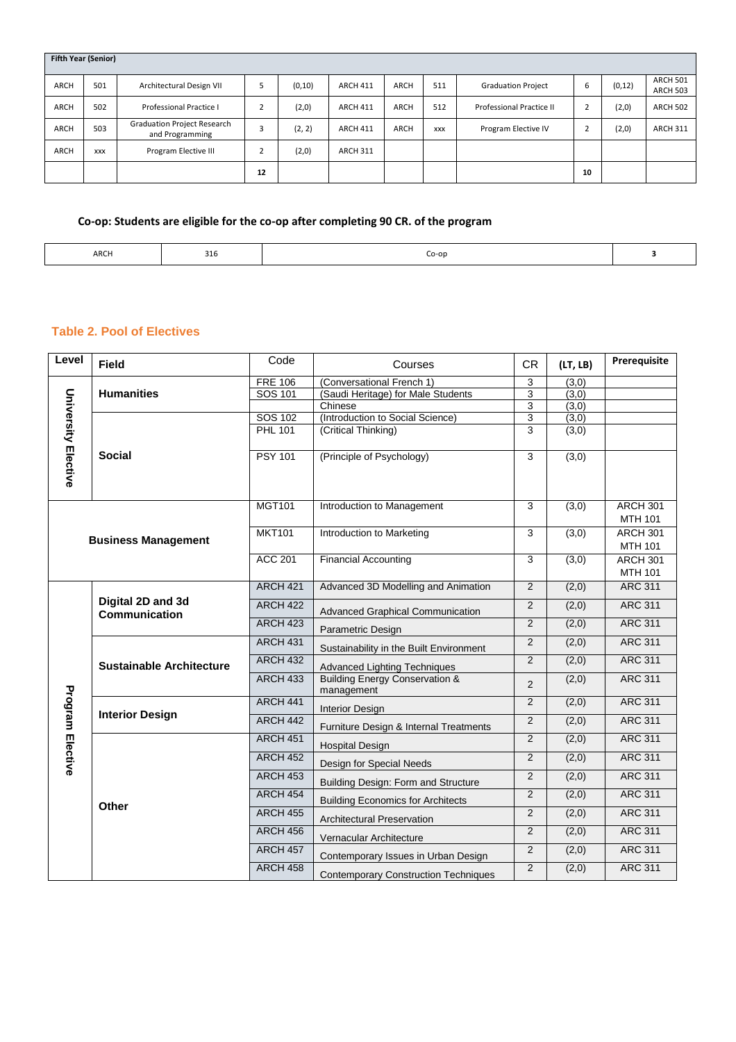| Fifth Year (Senior) | | | | | | | | | | | |
|---|---|---|---|---|---|---|---|---|---|---|---|
| ARCH | 501 | Architectural Design VII | 5 | (0,10) | ARCH 411 | ARCH | 511 | Graduation Project | 6 | (0,12) | ARCH 501 ARCH 503 |
| ARCH | 502 | Professional Practice I | 2 | (2,0) | ARCH 411 | ARCH | 512 | Professional Practice II | 2 | (2,0) | ARCH 502 |
| ARCH | 503 | Graduation Project Research and Programming | 3 | (2, 2) | ARCH 411 | ARCH | xxx | Program Elective IV | 2 | (2,0) | ARCH 311 |
| ARCH | xxx | Program Elective III | 2 | (2,0) | ARCH 311 | | | | | | |
| | | | **12** | | | | | | **10** | | |

**Co-op: Students are eligible for the co-op after completing 90 CR. of the program**

| | | | |
|---|---|---|---|
| ARCH | 316 | Co-op | **3** |

## Table 2. Pool of Electives

| Level | Field | Code | Courses | CR | (LT, LB) | Prerequisite |
|---|---|---|---|---|---|---|
| University Elective | Humanities | FRE 106 | (Conversational French 1) | 3 | (3,0) | |
| | | SOS 101 | (Saudi Heritage) for Male Students | 3 | (3,0) | |
| | | | Chinese | 3 | (3,0) | |
| | Social | SOS 102 | (Introduction to Social Science) | 3 | (3,0) | |
| | | PHL 101 | (Critical Thinking) | 3 | (3,0) | |
| | | PSY 101 | (Principle of Psychology) | 3 | (3,0) | |
| Business Management | | MGT101 | Introduction to Management | 3 | (3,0) | ARCH 301 MTH 101 |
| | | MKT101 | Introduction to Marketing | 3 | (3,0) | ARCH 301 MTH 101 |
| | | ACC 201 | Financial Accounting | 3 | (3,0) | ARCH 301 MTH 101 |
| Program Elective | Digital 2D and 3d Communication | ARCH 421 | Advanced 3D Modelling and Animation | 2 | (2,0) | ARC 311 |
| | | ARCH 422 | Advanced Graphical Communication | 2 | (2,0) | ARC 311 |
| | | ARCH 423 | Parametric Design | 2 | (2,0) | ARC 311 |
| | Sustainable Architecture | ARCH 431 | Sustainability in the Built Environment | 2 | (2,0) | ARC 311 |
| | | ARCH 432 | Advanced Lighting Techniques | 2 | (2,0) | ARC 311 |
| | | ARCH 433 | Building Energy Conservation & management | 2 | (2,0) | ARC 311 |
| | Interior Design | ARCH 441 | Interior Design | 2 | (2,0) | ARC 311 |
| | | ARCH 442 | Furniture Design & Internal Treatments | 2 | (2,0) | ARC 311 |
| | Other | ARCH 451 | Hospital Design | 2 | (2,0) | ARC 311 |
| | | ARCH 452 | Design for Special Needs | 2 | (2,0) | ARC 311 |
| | | ARCH 453 | Building Design: Form and Structure | 2 | (2,0) | ARC 311 |
| | | ARCH 454 | Building Economics for Architects | 2 | (2,0) | ARC 311 |
| | | ARCH 455 | Architectural Preservation | 2 | (2,0) | ARC 311 |
| | | ARCH 456 | Vernacular Architecture | 2 | (2,0) | ARC 311 |
| | | ARCH 457 | Contemporary Issues in Urban Design | 2 | (2,0) | ARC 311 |
| | | ARCH 458 | Contemporary Construction Techniques | 2 | (2,0) | ARC 311 |